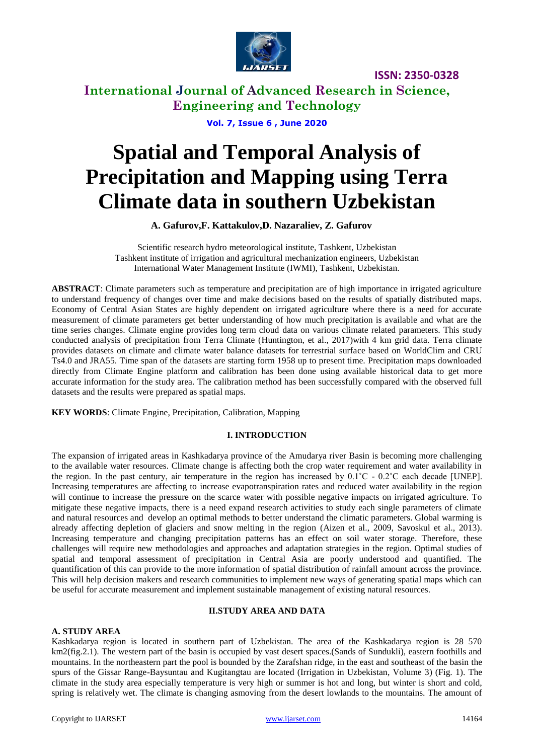# Spatial and Temporal Analysis of Precipitation and Mapping using Terra Climate data in southern Uzbekistan

**A. Gafurov,F. Kattakulov,D. Nazaraliev, Z. Gafurov**

Scientific research hydro meteorological institute, Tashkent, Uzbekistan
Tashkent institute of irrigation and agricultural mechanization engineers, Uzbekistan
International Water Management Institute (IWMI), Tashkent, Uzbekistan.

**ABSTRACT**: Climate parameters such as temperature and precipitation are of high importance in irrigated agriculture to understand frequency of changes over time and make decisions based on the results of spatially distributed maps. Economy of Central Asian States are highly dependent on irrigated agriculture where there is a need for accurate measurement of climate parameters get better understanding of how much precipitation is available and what are the time series changes. Climate engine provides long term cloud data on various climate related parameters. This study conducted analysis of precipitation from Terra Climate (Huntington, et al., 2017)with 4 km grid data. Terra climate provides datasets on climate and climate water balance datasets for terrestrial surface based on WorldClim and CRU Ts4.0 and JRA55. Time span of the datasets are starting form 1958 up to present time. Precipitation maps downloaded directly from Climate Engine platform and calibration has been done using available historical data to get more accurate information for the study area. The calibration method has been successfully compared with the observed full datasets and the results were prepared as spatial maps.

**KEY WORDS**: Climate Engine, Precipitation, Calibration, Mapping

## I. INTRODUCTION

The expansion of irrigated areas in Kashkadarya province of the Amudarya river Basin is becoming more challenging to the available water resources. Climate change is affecting both the crop water requirement and water availability in the region. In the past century, air temperature in the region has increased by 0.1˚C - 0.2˚C each decade [UNEP]. Increasing temperatures are affecting to increase evapotranspiration rates and reduced water availability in the region will continue to increase the pressure on the scarce water with possible negative impacts on irrigated agriculture. To mitigate these negative impacts, there is a need expand research activities to study each single parameters of climate and natural resources and develop an optimal methods to better understand the climatic parameters. Global warming is already affecting depletion of glaciers and snow melting in the region (Aizen et al., 2009, Savoskul et al., 2013). Increasing temperature and changing precipitation patterns has an effect on soil water storage. Therefore, these challenges will require new methodologies and approaches and adaptation strategies in the region. Optimal studies of spatial and temporal assessment of precipitation in Central Asia are poorly understood and quantified. The quantification of this can provide to the more information of spatial distribution of rainfall amount across the province. This will help decision makers and research communities to implement new ways of generating spatial maps which can be useful for accurate measurement and implement sustainable management of existing natural resources.

## II.STUDY AREA AND DATA

### A. STUDY AREA

Kashkadarya region is located in southern part of Uzbekistan. The area of the Kashkadarya region is 28 570 km2(fig.2.1). The western part of the basin is occupied by vast desert spaces.(Sands of Sundukli), eastern foothills and mountains. In the northeastern part the pool is bounded by the Zarafshan ridge, in the east and southeast of the basin the spurs of the Gissar Range-Baysuntau and Kugitangtau are located (Irrigation in Uzbekistan, Volume 3) (Fig. 1). The climate in the study area especially temperature is very high or summer is hot and long, but winter is short and cold, spring is relatively wet. The climate is changing asmoving from the desert lowlands to the mountains. The amount of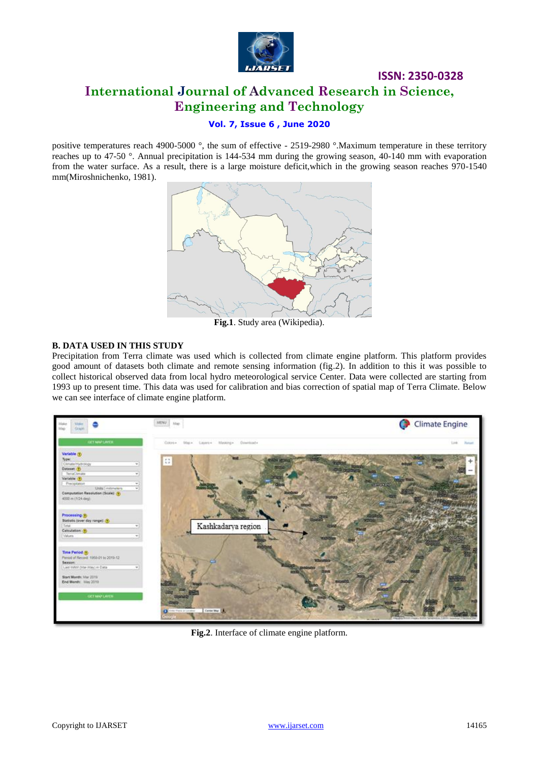positive temperatures reach 4900-5000 °, the sum of effective - 2519-2980 °.Maximum temperature in these territory reaches up to 47-50 °. Annual precipitation is 144-534 mm during the growing season, 40-140 mm with evaporation from the water surface. As a result, there is a large moisture deficit,which in the growing season reaches 970-1540 mm(Miroshnichenko, 1981).

**Fig.1**. Study area (Wikipedia).

### B. DATA USED IN THIS STUDY

Precipitation from Terra climate was used which is collected from climate engine platform. This platform provides good amount of datasets both climate and remote sensing information (fig.2). In addition to this it was possible to collect historical observed data from local hydro meteorological service Center. Data were collected are starting from 1993 up to present time. This data was used for calibration and bias correction of spatial map of Terra Climate. Below we can see interface of climate engine platform.

**Fig.2**. Interface of climate engine platform.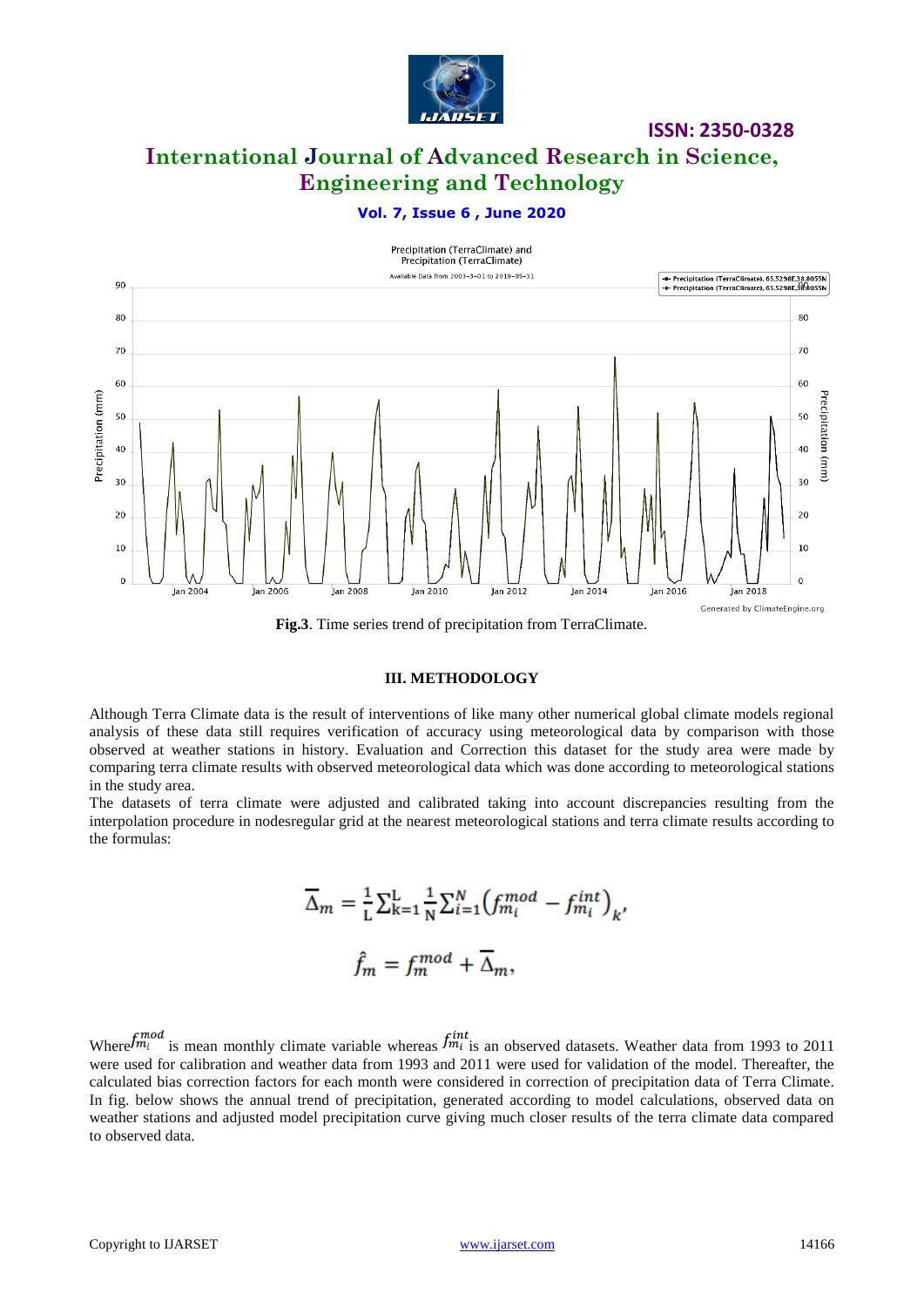Fig.3. Time series trend of precipitation from TerraClimate.

## III. METHODOLOGY

Although Terra Climate data is the result of interventions of like many other numerical global climate models regional analysis of these data still requires verification of accuracy using meteorological data by comparison with those observed at weather stations in history. Evaluation and Correction this dataset for the study area were made by comparing terra climate results with observed meteorological data which was done according to meteorological stations in the study area.

The datasets of terra climate were adjusted and calibrated taking into account discrepancies resulting from the interpolation procedure in nodesregular grid at the nearest meteorological stations and terra climate results according to the formulas:

$$\overline{\Delta}_m = \frac{1}{L}\sum_{k=1}^{L}\frac{1}{N}\sum_{i=1}^{N}\left(f_{m_i}^{mod} - f_{m_i}^{int}\right)_k,$$

$$\hat{f}_m = f_m^{mod} + \overline{\Delta}_m,$$

Where $f_{m_i}^{mod}$ is mean monthly climate variable whereas $f_{m_i}^{int}$ is an observed datasets. Weather data from 1993 to 2011 were used for calibration and weather data from 1993 and 2011 were used for validation of the model. Thereafter, the calculated bias correction factors for each month were considered in correction of precipitation data of Terra Climate. In fig. below shows the annual trend of precipitation, generated according to model calculations, observed data on weather stations and adjusted model precipitation curve giving much closer results of the terra climate data compared to observed data.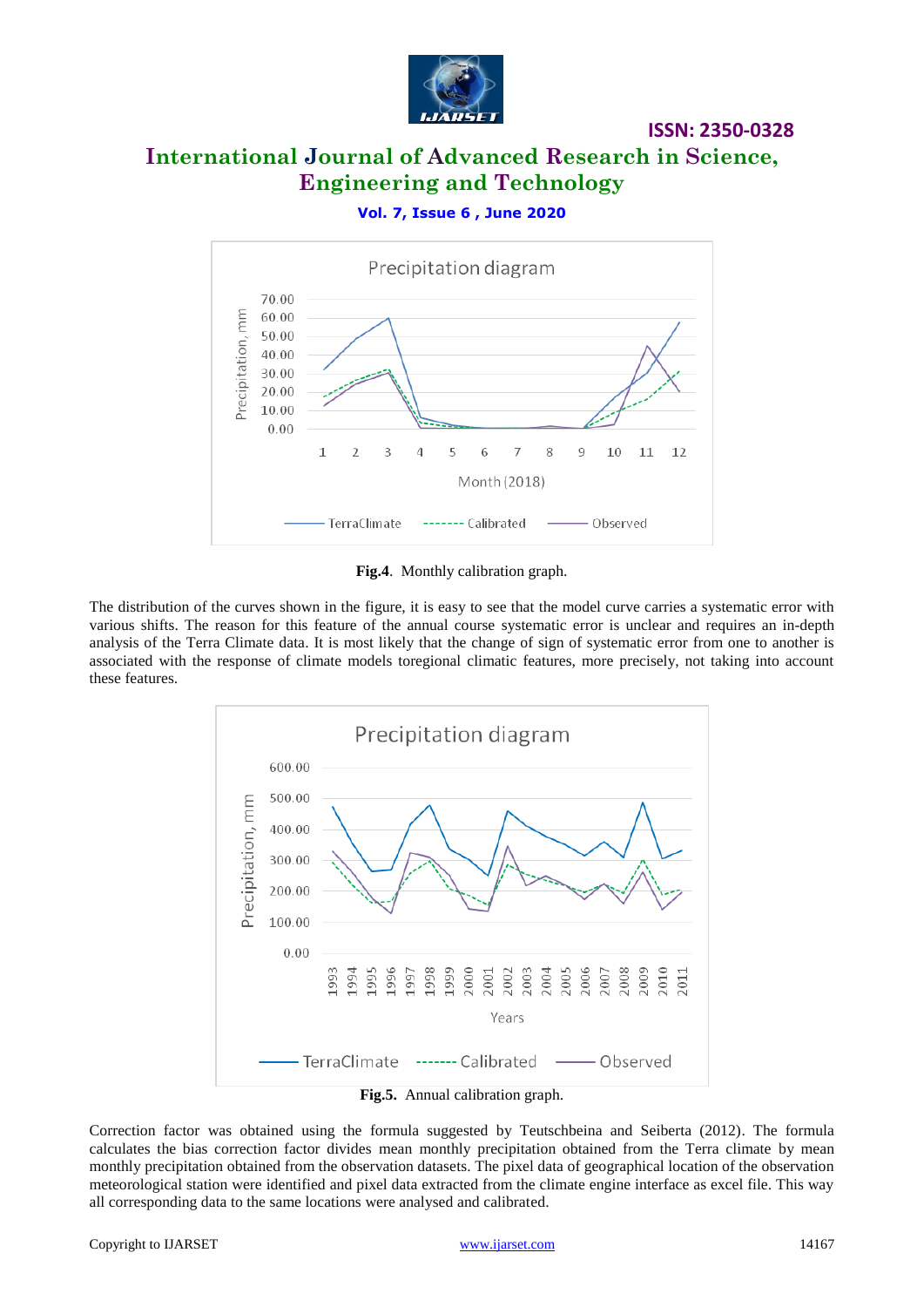**Fig.4**. Monthly calibration graph.

The distribution of the curves shown in the figure, it is easy to see that the model curve carries a systematic error with various shifts. The reason for this feature of the annual course systematic error is unclear and requires an in-depth analysis of the Terra Climate data. It is most likely that the change of sign of systematic error from one to another is associated with the response of climate models toregional climatic features, more precisely, not taking into account these features.

**Fig.5.** Annual calibration graph.

Correction factor was obtained using the formula suggested by Teutschbeina and Seiberta (2012). The formula calculates the bias correction factor divides mean monthly precipitation obtained from the Terra climate by mean monthly precipitation obtained from the observation datasets. The pixel data of geographical location of the observation meteorological station were identified and pixel data extracted from the climate engine interface as excel file. This way all corresponding data to the same locations were analysed and calibrated.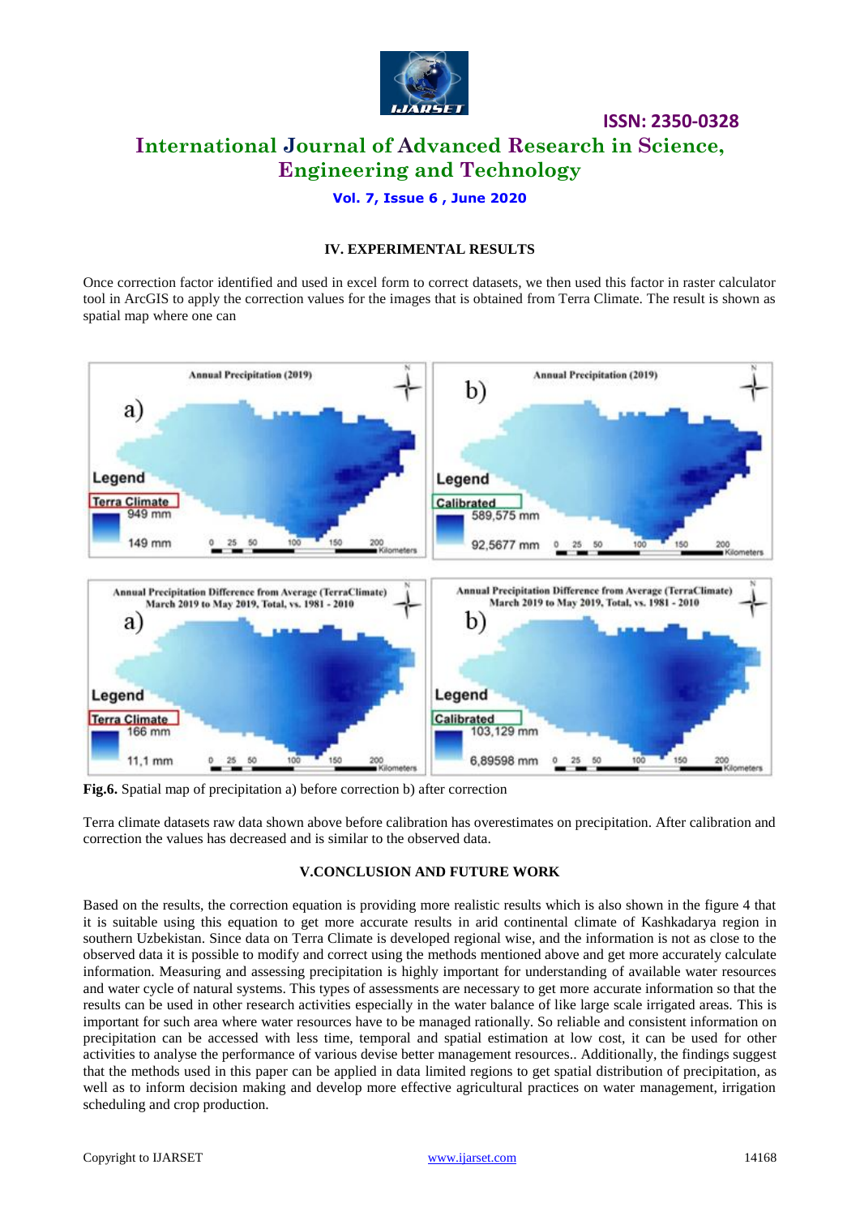## IV. EXPERIMENTAL RESULTS

Once correction factor identified and used in excel form to correct datasets, we then used this factor in raster calculator tool in ArcGIS to apply the correction values for the images that is obtained from Terra Climate. The result is shown as spatial map where one can

**Fig.6.** Spatial map of precipitation a) before correction b) after correction

Terra climate datasets raw data shown above before calibration has overestimates on precipitation. After calibration and correction the values has decreased and is similar to the observed data.

## V.CONCLUSION AND FUTURE WORK

Based on the results, the correction equation is providing more realistic results which is also shown in the figure 4 that it is suitable using this equation to get more accurate results in arid continental climate of Kashkadarya region in southern Uzbekistan. Since data on Terra Climate is developed regional wise, and the information is not as close to the observed data it is possible to modify and correct using the methods mentioned above and get more accurately calculate information. Measuring and assessing precipitation is highly important for understanding of available water resources and water cycle of natural systems. This types of assessments are necessary to get more accurate information so that the results can be used in other research activities especially in the water balance of like large scale irrigated areas. This is important for such area where water resources have to be managed rationally. So reliable and consistent information on precipitation can be accessed with less time, temporal and spatial estimation at low cost, it can be used for other activities to analyse the performance of various devise better management resources.. Additionally, the findings suggest that the methods used in this paper can be applied in data limited regions to get spatial distribution of precipitation, as well as to inform decision making and develop more effective agricultural practices on water management, irrigation scheduling and crop production.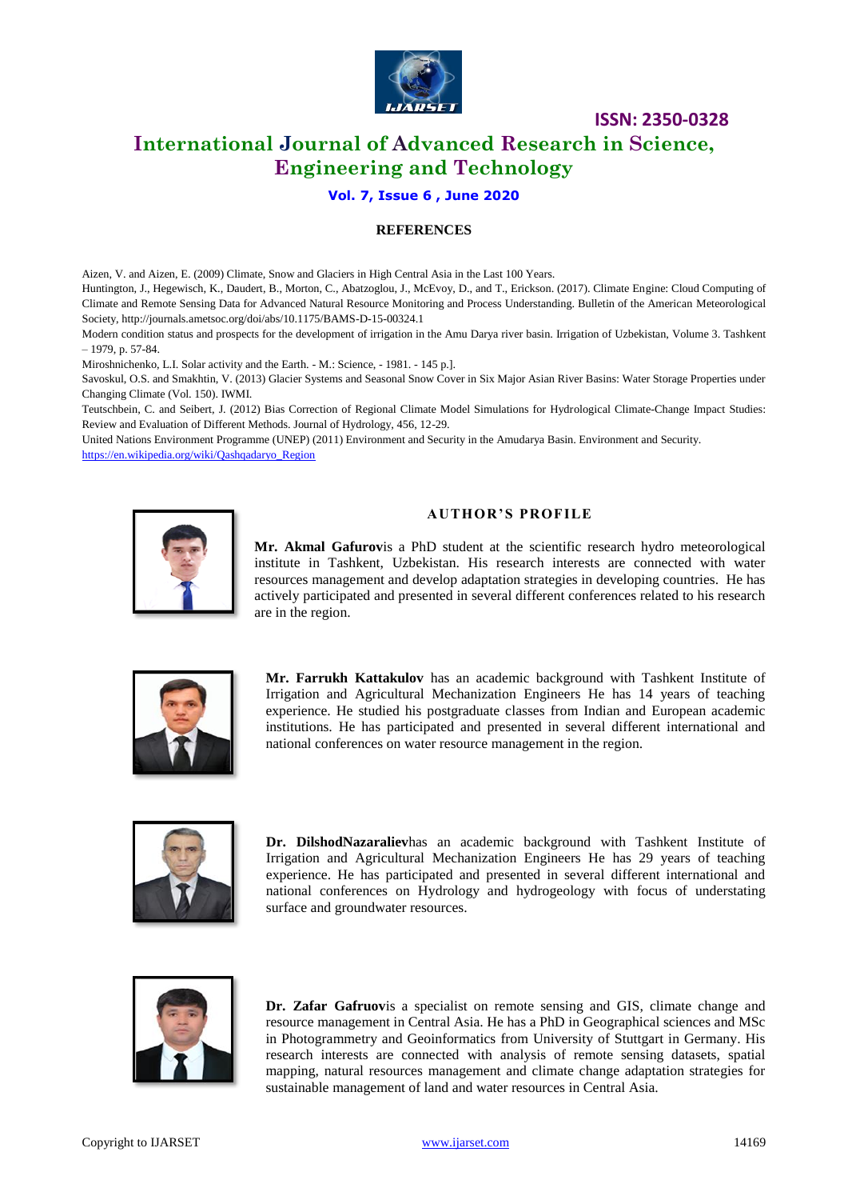## REFERENCES

Aizen, V. and Aizen, E. (2009) Climate, Snow and Glaciers in High Central Asia in the Last 100 Years.

Huntington, J., Hegewisch, K., Daudert, B., Morton, C., Abatzoglou, J., McEvoy, D., and T., Erickson. (2017). Climate Engine: Cloud Computing of Climate and Remote Sensing Data for Advanced Natural Resource Monitoring and Process Understanding. Bulletin of the American Meteorological Society, http://journals.ametsoc.org/doi/abs/10.1175/BAMS-D-15-00324.1

Modern condition status and prospects for the development of irrigation in the Amu Darya river basin. Irrigation of Uzbekistan, Volume 3. Tashkent – 1979, p. 57-84.

Miroshnichenko, L.I. Solar activity and the Earth. - M.: Science, - 1981. - 145 p.].

Savoskul, O.S. and Smakhtin, V. (2013) Glacier Systems and Seasonal Snow Cover in Six Major Asian River Basins: Water Storage Properties under Changing Climate (Vol. 150). IWMI.

Teutschbein, C. and Seibert, J. (2012) Bias Correction of Regional Climate Model Simulations for Hydrological Climate-Change Impact Studies: Review and Evaluation of Different Methods. Journal of Hydrology, 456, 12-29.

United Nations Environment Programme (UNEP) (2011) Environment and Security in the Amudarya Basin. Environment and Security.

https://en.wikipedia.org/wiki/Qashqadaryo_Region

## AUTHOR'S PROFILE

**Mr. Akmal Gafurov**is a PhD student at the scientific research hydro meteorological institute in Tashkent, Uzbekistan. His research interests are connected with water resources management and develop adaptation strategies in developing countries. He has actively participated and presented in several different conferences related to his research are in the region.

**Mr. Farrukh Kattakulov** has an academic background with Tashkent Institute of Irrigation and Agricultural Mechanization Engineers He has 14 years of teaching experience. He studied his postgraduate classes from Indian and European academic institutions. He has participated and presented in several different international and national conferences on water resource management in the region.

**Dr. DilshodNazaraliev**has an academic background with Tashkent Institute of Irrigation and Agricultural Mechanization Engineers He has 29 years of teaching experience. He has participated and presented in several different international and national conferences on Hydrology and hydrogeology with focus of understating surface and groundwater resources.

**Dr. Zafar Gafruov**is a specialist on remote sensing and GIS, climate change and resource management in Central Asia. He has a PhD in Geographical sciences and MSc in Photogrammetry and Geoinformatics from University of Stuttgart in Germany. His research interests are connected with analysis of remote sensing datasets, spatial mapping, natural resources management and climate change adaptation strategies for sustainable management of land and water resources in Central Asia.